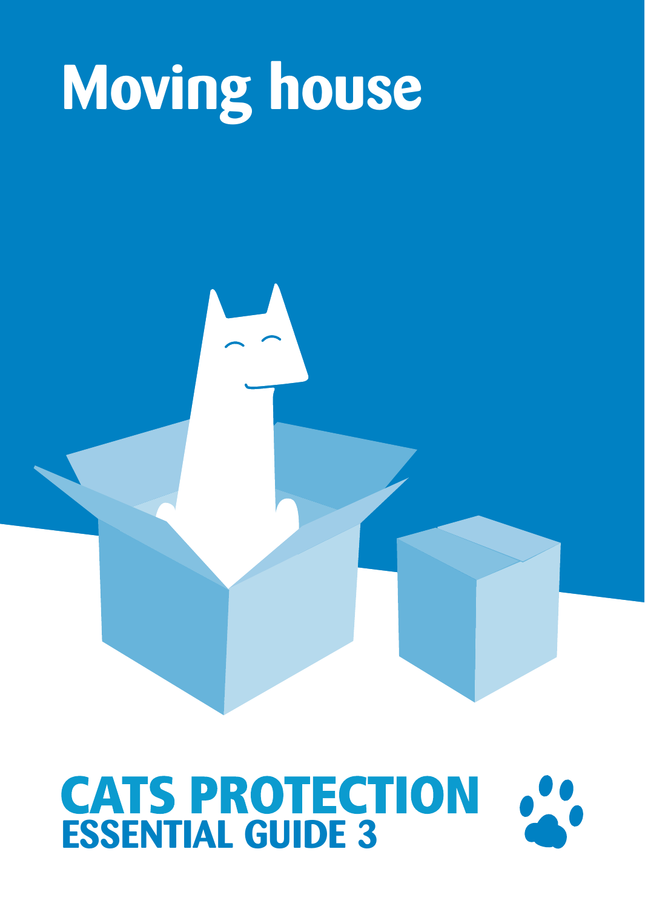# Moving house

**CATS PROTECTION**
**ESSENTIAL GUIDE 3**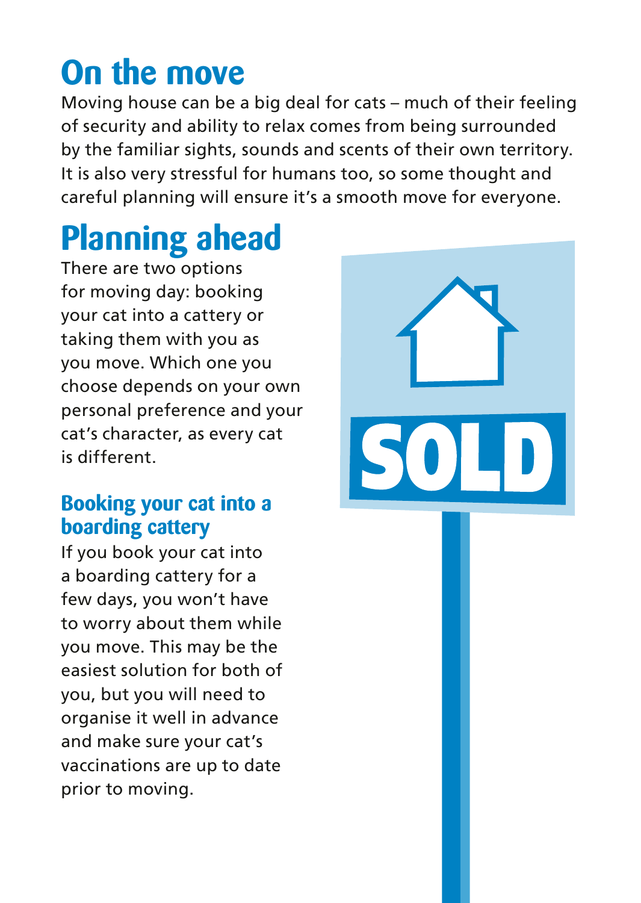# On the move

Moving house can be a big deal for cats – much of their feeling of security and ability to relax comes from being surrounded by the familiar sights, sounds and scents of their own territory. It is also very stressful for humans too, so some thought and careful planning will ensure it's a smooth move for everyone.

# Planning ahead

There are two options for moving day: booking your cat into a cattery or taking them with you as you move. Which one you choose depends on your own personal preference and your cat's character, as every cat is different.

## Booking your cat into a boarding cattery

If you book your cat into a boarding cattery for a few days, you won't have to worry about them while you move. This may be the easiest solution for both of you, but you will need to organise it well in advance and make sure your cat's vaccinations are up to date prior to moving.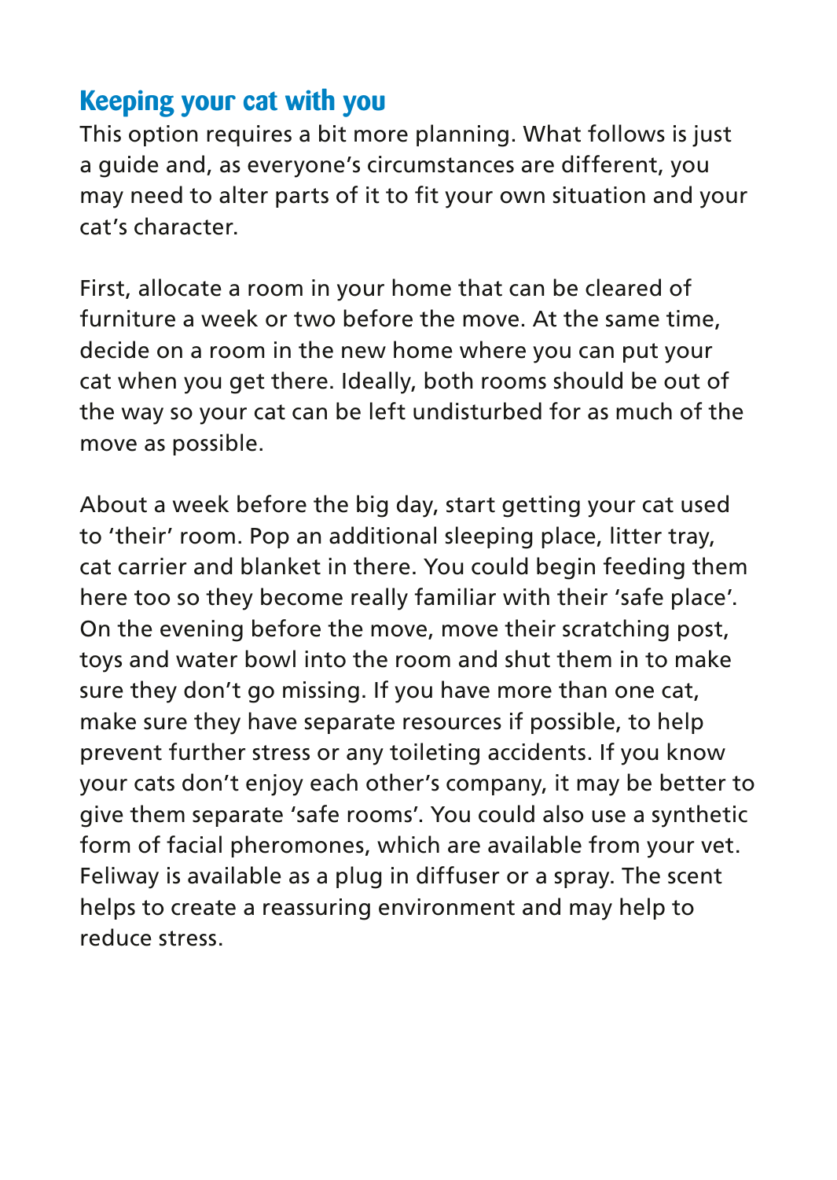## Keeping your cat with you

This option requires a bit more planning. What follows is just a guide and, as everyone's circumstances are different, you may need to alter parts of it to fit your own situation and your cat's character.

First, allocate a room in your home that can be cleared of furniture a week or two before the move. At the same time, decide on a room in the new home where you can put your cat when you get there. Ideally, both rooms should be out of the way so your cat can be left undisturbed for as much of the move as possible.

About a week before the big day, start getting your cat used to 'their' room. Pop an additional sleeping place, litter tray, cat carrier and blanket in there. You could begin feeding them here too so they become really familiar with their 'safe place'. On the evening before the move, move their scratching post, toys and water bowl into the room and shut them in to make sure they don't go missing. If you have more than one cat, make sure they have separate resources if possible, to help prevent further stress or any toileting accidents. If you know your cats don't enjoy each other's company, it may be better to give them separate 'safe rooms'. You could also use a synthetic form of facial pheromones, which are available from your vet. Feliway is available as a plug in diffuser or a spray. The scent helps to create a reassuring environment and may help to reduce stress.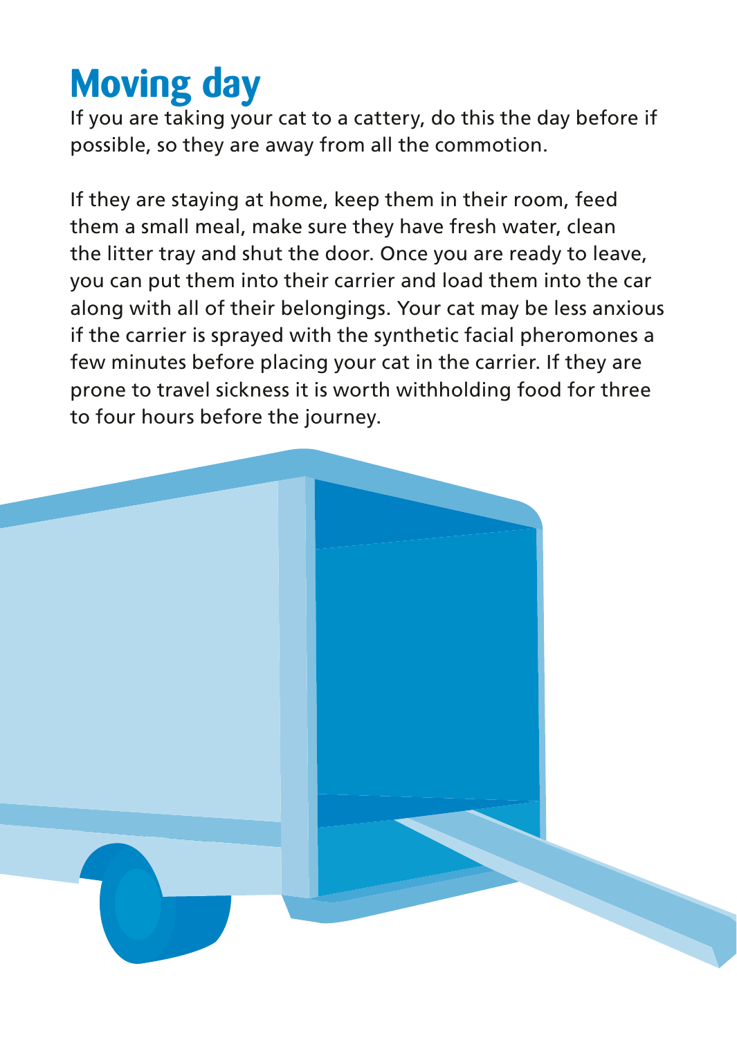# Moving day

If you are taking your cat to a cattery, do this the day before if possible, so they are away from all the commotion.

If they are staying at home, keep them in their room, feed them a small meal, make sure they have fresh water, clean the litter tray and shut the door. Once you are ready to leave, you can put them into their carrier and load them into the car along with all of their belongings. Your cat may be less anxious if the carrier is sprayed with the synthetic facial pheromones a few minutes before placing your cat in the carrier. If they are prone to travel sickness it is worth withholding food for three to four hours before the journey.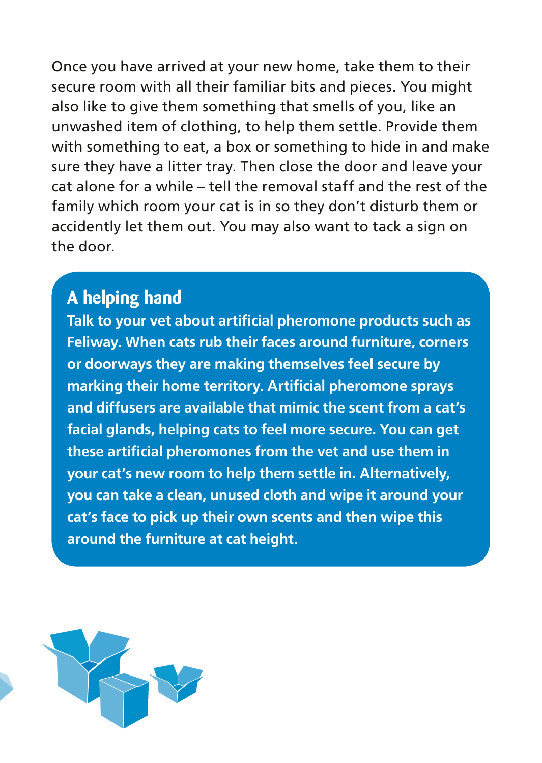Once you have arrived at your new home, take them to their secure room with all their familiar bits and pieces. You might also like to give them something that smells of you, like an unwashed item of clothing, to help them settle. Provide them with something to eat, a box or something to hide in and make sure they have a litter tray. Then close the door and leave your cat alone for a while – tell the removal staff and the rest of the family which room your cat is in so they don't disturb them or accidently let them out. You may also want to tack a sign on the door.

## A helping hand

**Talk to your vet about artificial pheromone products such as Feliway. When cats rub their faces around furniture, corners or doorways they are making themselves feel secure by marking their home territory. Artificial pheromone sprays and diffusers are available that mimic the scent from a cat's facial glands, helping cats to feel more secure. You can get these artificial pheromones from the vet and use them in your cat's new room to help them settle in. Alternatively, you can take a clean, unused cloth and wipe it around your cat's face to pick up their own scents and then wipe this around the furniture at cat height.**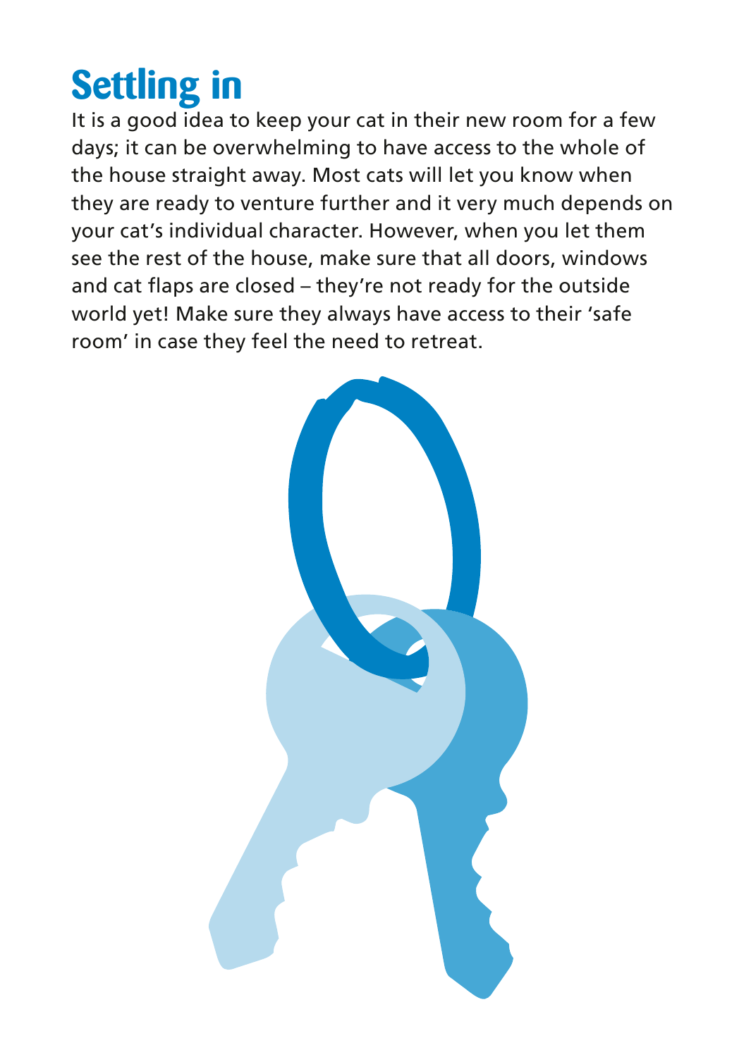# Settling in

It is a good idea to keep your cat in their new room for a few days; it can be overwhelming to have access to the whole of the house straight away. Most cats will let you know when they are ready to venture further and it very much depends on your cat's individual character. However, when you let them see the rest of the house, make sure that all doors, windows and cat flaps are closed – they're not ready for the outside world yet! Make sure they always have access to their 'safe room' in case they feel the need to retreat.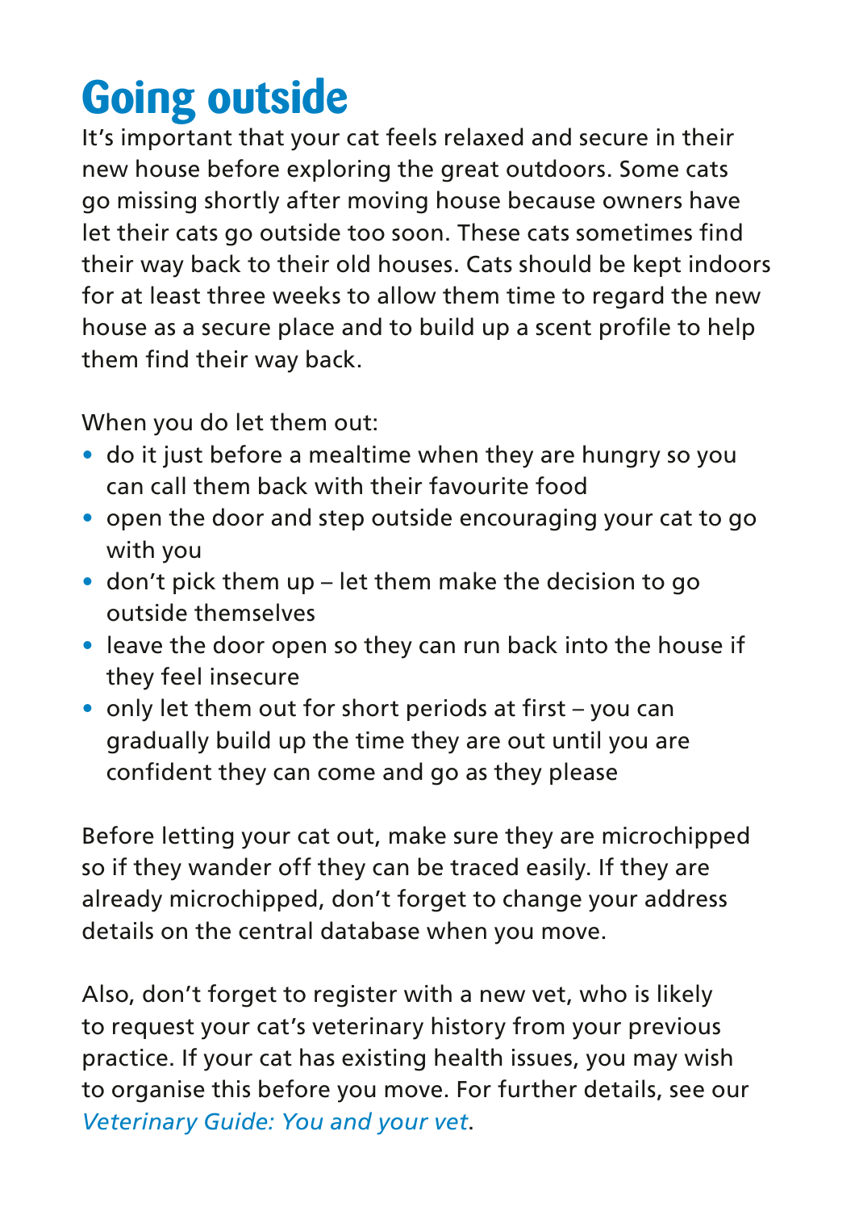# Going outside

It's important that your cat feels relaxed and secure in their new house before exploring the great outdoors. Some cats go missing shortly after moving house because owners have let their cats go outside too soon. These cats sometimes find their way back to their old houses. Cats should be kept indoors for at least three weeks to allow them time to regard the new house as a secure place and to build up a scent profile to help them find their way back.

When you do let them out:

- do it just before a mealtime when they are hungry so you can call them back with their favourite food
- open the door and step outside encouraging your cat to go with you
- don't pick them up – let them make the decision to go outside themselves
- leave the door open so they can run back into the house if they feel insecure
- only let them out for short periods at first – you can gradually build up the time they are out until you are confident they can come and go as they please

Before letting your cat out, make sure they are microchipped so if they wander off they can be traced easily. If they are already microchipped, don't forget to change your address details on the central database when you move.

Also, don't forget to register with a new vet, who is likely to request your cat's veterinary history from your previous practice. If your cat has existing health issues, you may wish to organise this before you move. For further details, see our *Veterinary Guide: You and your vet*.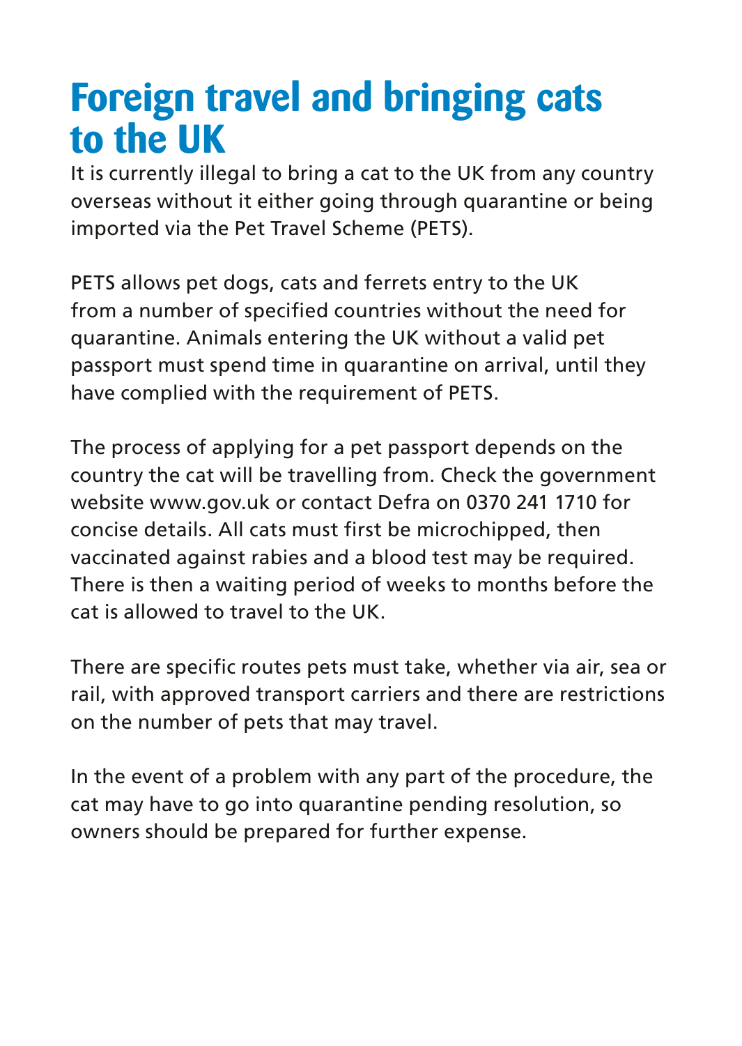# Foreign travel and bringing cats to the UK

It is currently illegal to bring a cat to the UK from any country overseas without it either going through quarantine or being imported via the Pet Travel Scheme (PETS).

PETS allows pet dogs, cats and ferrets entry to the UK from a number of specified countries without the need for quarantine. Animals entering the UK without a valid pet passport must spend time in quarantine on arrival, until they have complied with the requirement of PETS.

The process of applying for a pet passport depends on the country the cat will be travelling from. Check the government website www.gov.uk or contact Defra on 0370 241 1710 for concise details. All cats must first be microchipped, then vaccinated against rabies and a blood test may be required. There is then a waiting period of weeks to months before the cat is allowed to travel to the UK.

There are specific routes pets must take, whether via air, sea or rail, with approved transport carriers and there are restrictions on the number of pets that may travel.

In the event of a problem with any part of the procedure, the cat may have to go into quarantine pending resolution, so owners should be prepared for further expense.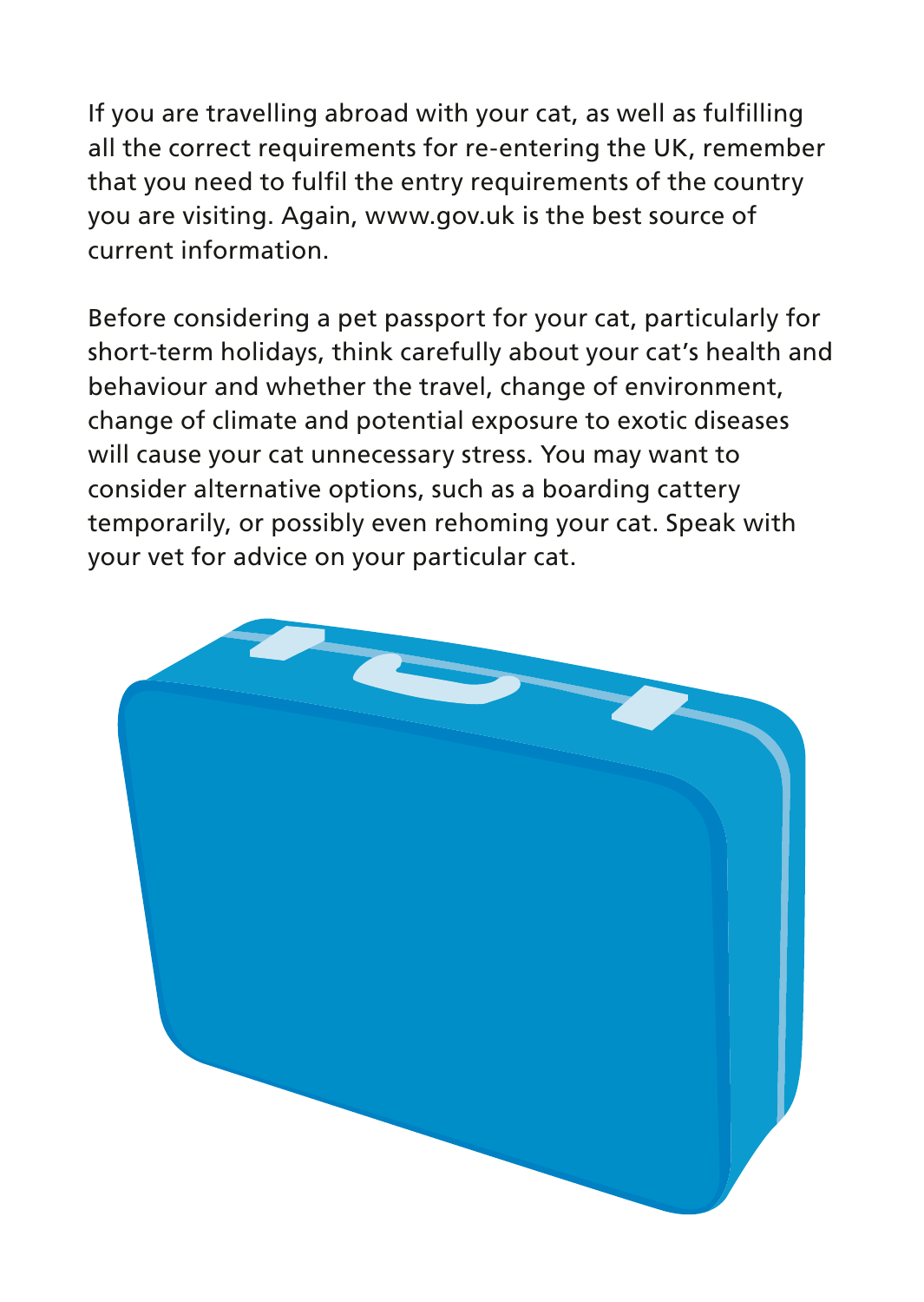If you are travelling abroad with your cat, as well as fulfilling all the correct requirements for re-entering the UK, remember that you need to fulfil the entry requirements of the country you are visiting. Again, www.gov.uk is the best source of current information.

Before considering a pet passport for your cat, particularly for short-term holidays, think carefully about your cat's health and behaviour and whether the travel, change of environment, change of climate and potential exposure to exotic diseases will cause your cat unnecessary stress. You may want to consider alternative options, such as a boarding cattery temporarily, or possibly even rehoming your cat. Speak with your vet for advice on your particular cat.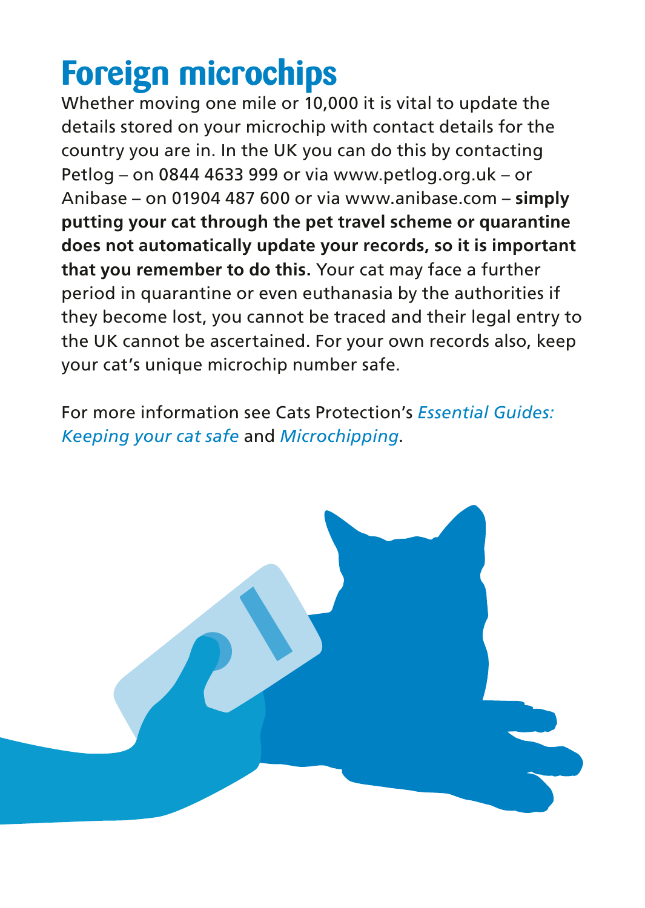# Foreign microchips

Whether moving one mile or 10,000 it is vital to update the details stored on your microchip with contact details for the country you are in. In the UK you can do this by contacting Petlog – on 0844 4633 999 or via www.petlog.org.uk – or Anibase – on 01904 487 600 or via www.anibase.com – **simply putting your cat through the pet travel scheme or quarantine does not automatically update your records, so it is important that you remember to do this.** Your cat may face a further period in quarantine or even euthanasia by the authorities if they become lost, you cannot be traced and their legal entry to the UK cannot be ascertained. For your own records also, keep your cat's unique microchip number safe.

For more information see Cats Protection's *Essential Guides: Keeping your cat safe* and *Microchipping*.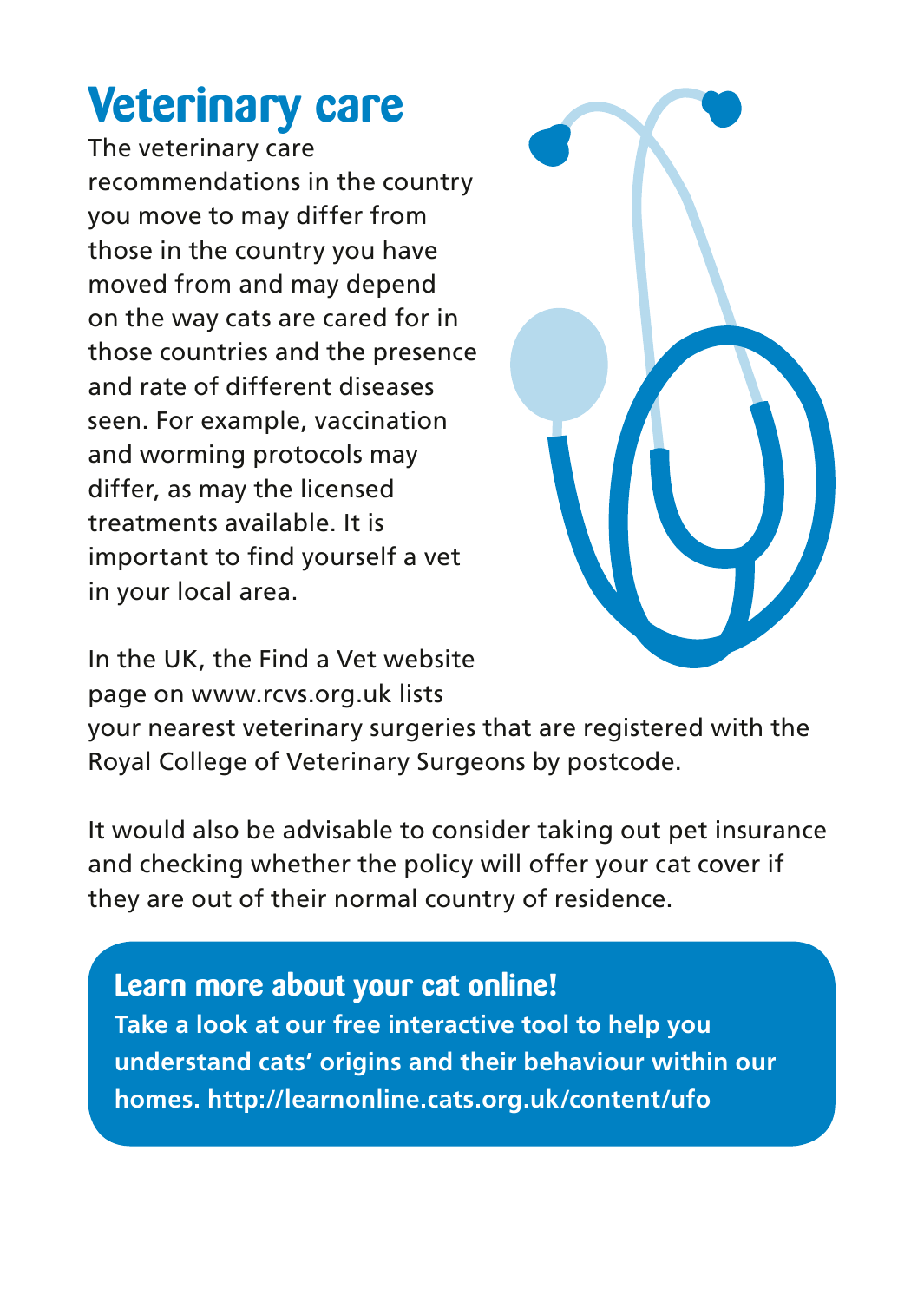# Veterinary care

The veterinary care recommendations in the country you move to may differ from those in the country you have moved from and may depend on the way cats are cared for in those countries and the presence and rate of different diseases seen. For example, vaccination and worming protocols may differ, as may the licensed treatments available. It is important to find yourself a vet in your local area.

In the UK, the Find a Vet website page on www.rcvs.org.uk lists your nearest veterinary surgeries that are registered with the Royal College of Veterinary Surgeons by postcode.

It would also be advisable to consider taking out pet insurance and checking whether the policy will offer your cat cover if they are out of their normal country of residence.

## Learn more about your cat online!

**Take a look at our free interactive tool to help you understand cats' origins and their behaviour within our homes. http://learnonline.cats.org.uk/content/ufo**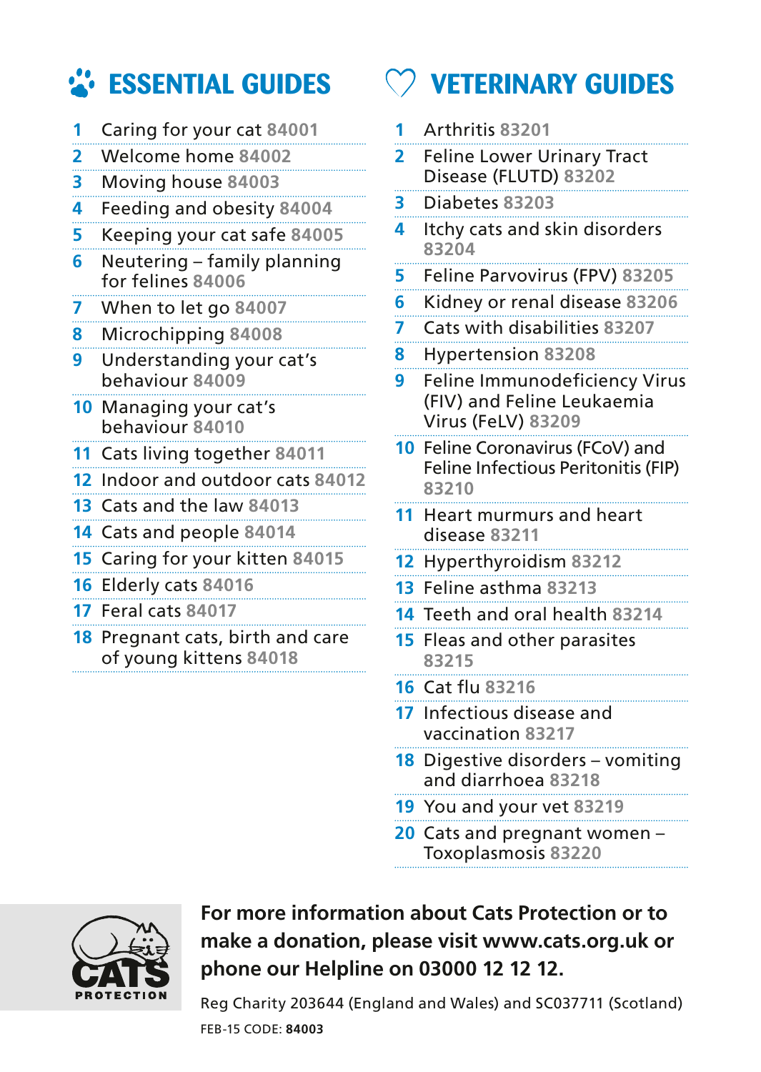## ESSENTIAL GUIDES

1. Caring for your cat 84001
2. Welcome home 84002
3. Moving house 84003
4. Feeding and obesity 84004
5. Keeping your cat safe 84005
6. Neutering – family planning for felines 84006
7. When to let go 84007
8. Microchipping 84008
9. Understanding your cat's behaviour 84009
10. Managing your cat's behaviour 84010
11. Cats living together 84011
12. Indoor and outdoor cats 84012
13. Cats and the law 84013
14. Cats and people 84014
15. Caring for your kitten 84015
16. Elderly cats 84016
17. Feral cats 84017
18. Pregnant cats, birth and care of young kittens 84018

## VETERINARY GUIDES

1. Arthritis 83201
2. Feline Lower Urinary Tract Disease (FLUTD) 83202
3. Diabetes 83203
4. Itchy cats and skin disorders 83204
5. Feline Parvovirus (FPV) 83205
6. Kidney or renal disease 83206
7. Cats with disabilities 83207
8. Hypertension 83208
9. Feline Immunodeficiency Virus (FIV) and Feline Leukaemia Virus (FeLV) 83209
10. Feline Coronavirus (FCoV) and Feline Infectious Peritonitis (FIP) 83210
11. Heart murmurs and heart disease 83211
12. Hyperthyroidism 83212
13. Feline asthma 83213
14. Teeth and oral health 83214
15. Fleas and other parasites 83215
16. Cat flu 83216
17. Infectious disease and vaccination 83217
18. Digestive disorders – vomiting and diarrhoea 83218
19. You and your vet 83219
20. Cats and pregnant women – Toxoplasmosis 83220

CATS PROTECTION

**For more information about Cats Protection or to make a donation, please visit www.cats.org.uk or phone our Helpline on 03000 12 12 12.**

Reg Charity 203644 (England and Wales) and SC037711 (Scotland)

FEB-15 CODE: **84003**